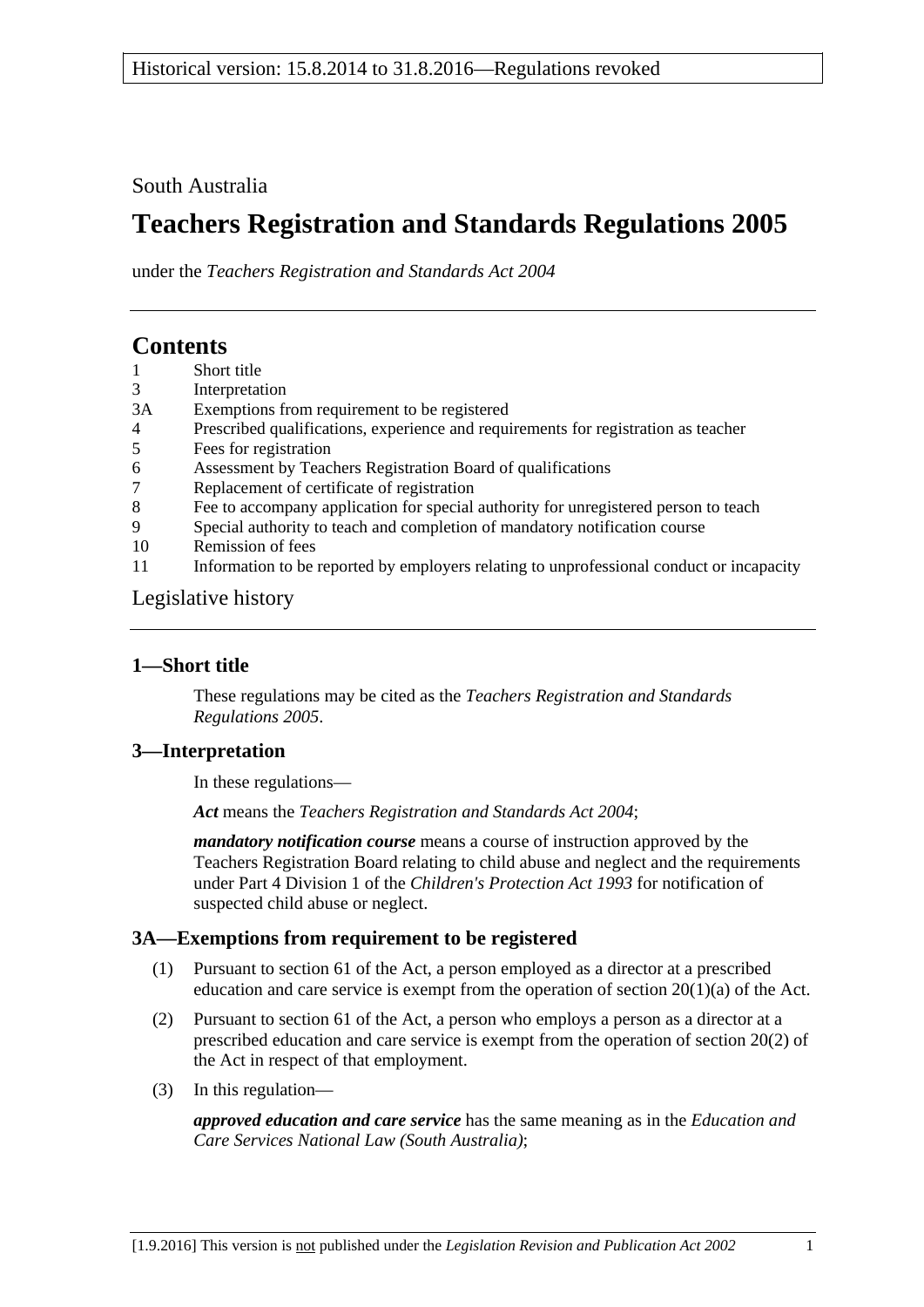Historical version: 15.8.2014 to 31.8.2016—Regulations revoked

South Australia

# Teachers Registration and Standards Regulations 2005

under the *Teachers Registration and Standards Act 2004*

## Contents

1 Short title
3 Interpretation
3A Exemptions from requirement to be registered
4 Prescribed qualifications, experience and requirements for registration as teacher
5 Fees for registration
6 Assessment by Teachers Registration Board of qualifications
7 Replacement of certificate of registration
8 Fee to accompany application for special authority for unregistered person to teach
9 Special authority to teach and completion of mandatory notification course
10 Remission of fees
11 Information to be reported by employers relating to unprofessional conduct or incapacity

Legislative history

### 1—Short title

These regulations may be cited as the *Teachers Registration and Standards Regulations 2005*.

### 3—Interpretation

In these regulations—

***Act*** means the *Teachers Registration and Standards Act 2004*;

***mandatory notification course*** means a course of instruction approved by the Teachers Registration Board relating to child abuse and neglect and the requirements under Part 4 Division 1 of the *Children's Protection Act 1993* for notification of suspected child abuse or neglect.

### 3A—Exemptions from requirement to be registered

(1) Pursuant to section 61 of the Act, a person employed as a director at a prescribed education and care service is exempt from the operation of section 20(1)(a) of the Act.

(2) Pursuant to section 61 of the Act, a person who employs a person as a director at a prescribed education and care service is exempt from the operation of section 20(2) of the Act in respect of that employment.

(3) In this regulation—

***approved education and care service*** has the same meaning as in the *Education and Care Services National Law (South Australia)*;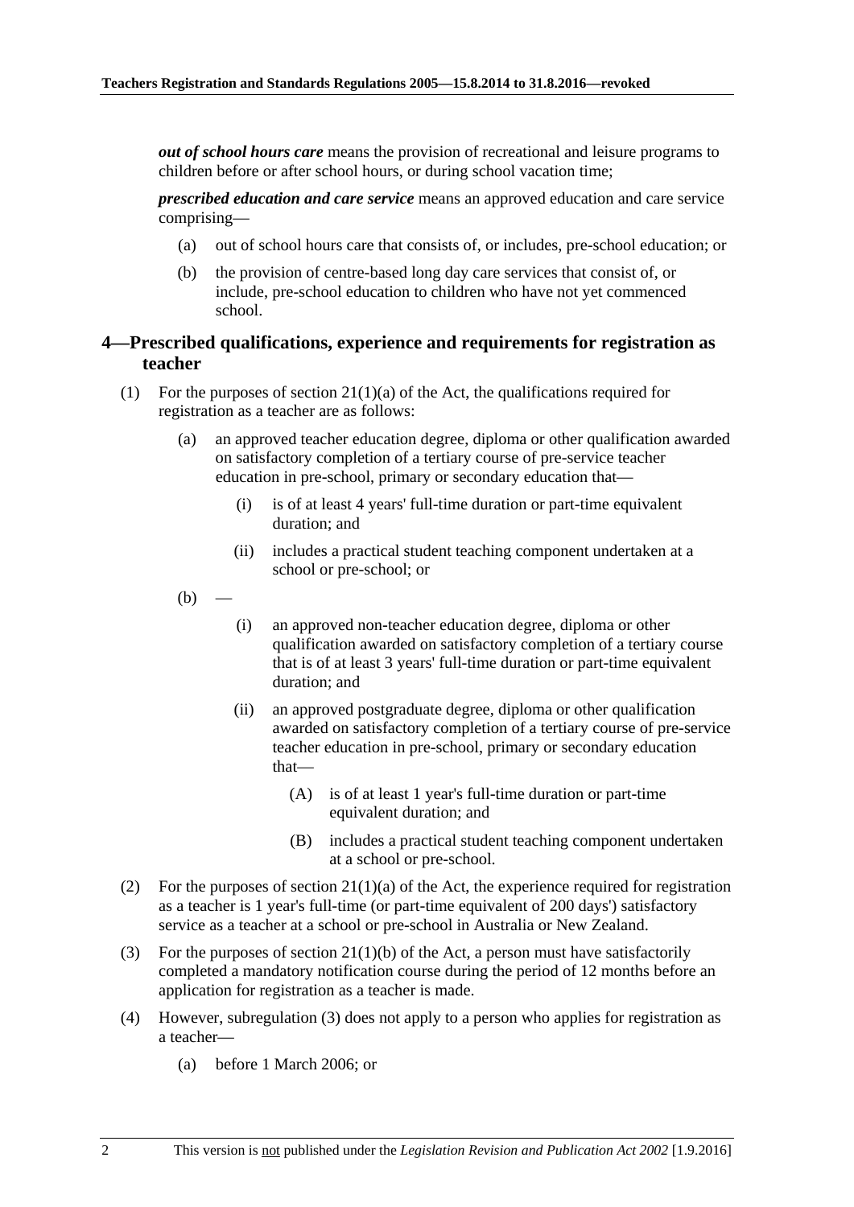***out of school hours care*** means the provision of recreational and leisure programs to children before or after school hours, or during school vacation time;

***prescribed education and care service*** means an approved education and care service comprising—

(a) out of school hours care that consists of, or includes, pre-school education; or

(b) the provision of centre-based long day care services that consist of, or include, pre-school education to children who have not yet commenced school.

## 4—Prescribed qualifications, experience and requirements for registration as teacher

(1) For the purposes of section 21(1)(a) of the Act, the qualifications required for registration as a teacher are as follows:

(a) an approved teacher education degree, diploma or other qualification awarded on satisfactory completion of a tertiary course of pre-service teacher education in pre-school, primary or secondary education that—

(i) is of at least 4 years' full-time duration or part-time equivalent duration; and

(ii) includes a practical student teaching component undertaken at a school or pre-school; or

(b) —

(i) an approved non-teacher education degree, diploma or other qualification awarded on satisfactory completion of a tertiary course that is of at least 3 years' full-time duration or part-time equivalent duration; and

(ii) an approved postgraduate degree, diploma or other qualification awarded on satisfactory completion of a tertiary course of pre-service teacher education in pre-school, primary or secondary education that—

(A) is of at least 1 year's full-time duration or part-time equivalent duration; and

(B) includes a practical student teaching component undertaken at a school or pre-school.

(2) For the purposes of section 21(1)(a) of the Act, the experience required for registration as a teacher is 1 year's full-time (or part-time equivalent of 200 days') satisfactory service as a teacher at a school or pre-school in Australia or New Zealand.

(3) For the purposes of section 21(1)(b) of the Act, a person must have satisfactorily completed a mandatory notification course during the period of 12 months before an application for registration as a teacher is made.

(4) However, subregulation (3) does not apply to a person who applies for registration as a teacher—

(a) before 1 March 2006; or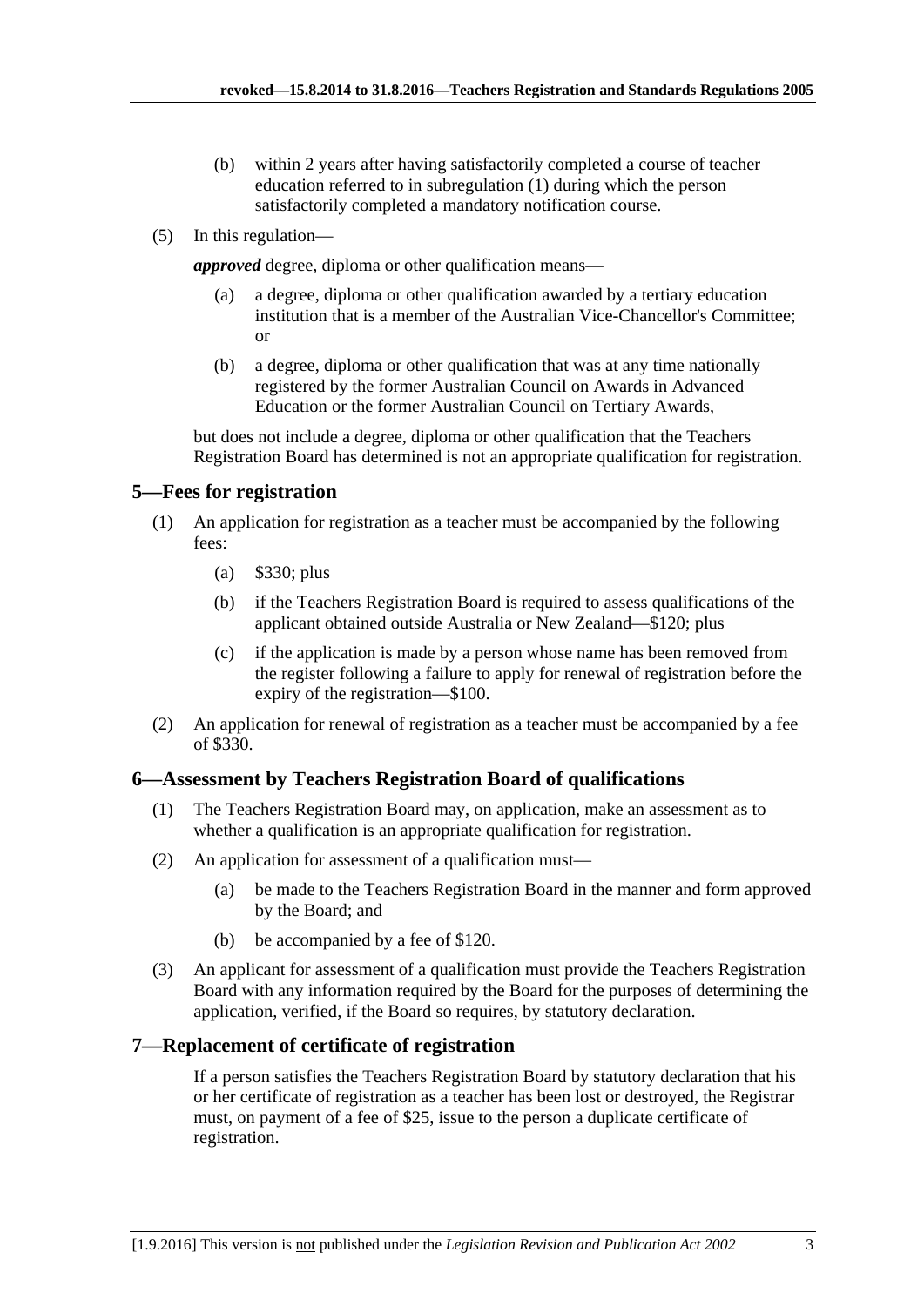(b) within 2 years after having satisfactorily completed a course of teacher education referred to in subregulation (1) during which the person satisfactorily completed a mandatory notification course.

(5) In this regulation—

***approved*** degree, diploma or other qualification means—

(a) a degree, diploma or other qualification awarded by a tertiary education institution that is a member of the Australian Vice-Chancellor's Committee; or

(b) a degree, diploma or other qualification that was at any time nationally registered by the former Australian Council on Awards in Advanced Education or the former Australian Council on Tertiary Awards,

but does not include a degree, diploma or other qualification that the Teachers Registration Board has determined is not an appropriate qualification for registration.

## 5—Fees for registration

(1) An application for registration as a teacher must be accompanied by the following fees:

(a) $330; plus

(b) if the Teachers Registration Board is required to assess qualifications of the applicant obtained outside Australia or New Zealand—$120; plus

(c) if the application is made by a person whose name has been removed from the register following a failure to apply for renewal of registration before the expiry of the registration—$100.

(2) An application for renewal of registration as a teacher must be accompanied by a fee of $330.

## 6—Assessment by Teachers Registration Board of qualifications

(1) The Teachers Registration Board may, on application, make an assessment as to whether a qualification is an appropriate qualification for registration.

(2) An application for assessment of a qualification must—

(a) be made to the Teachers Registration Board in the manner and form approved by the Board; and

(b) be accompanied by a fee of $120.

(3) An applicant for assessment of a qualification must provide the Teachers Registration Board with any information required by the Board for the purposes of determining the application, verified, if the Board so requires, by statutory declaration.

## 7—Replacement of certificate of registration

If a person satisfies the Teachers Registration Board by statutory declaration that his or her certificate of registration as a teacher has been lost or destroyed, the Registrar must, on payment of a fee of $25, issue to the person a duplicate certificate of registration.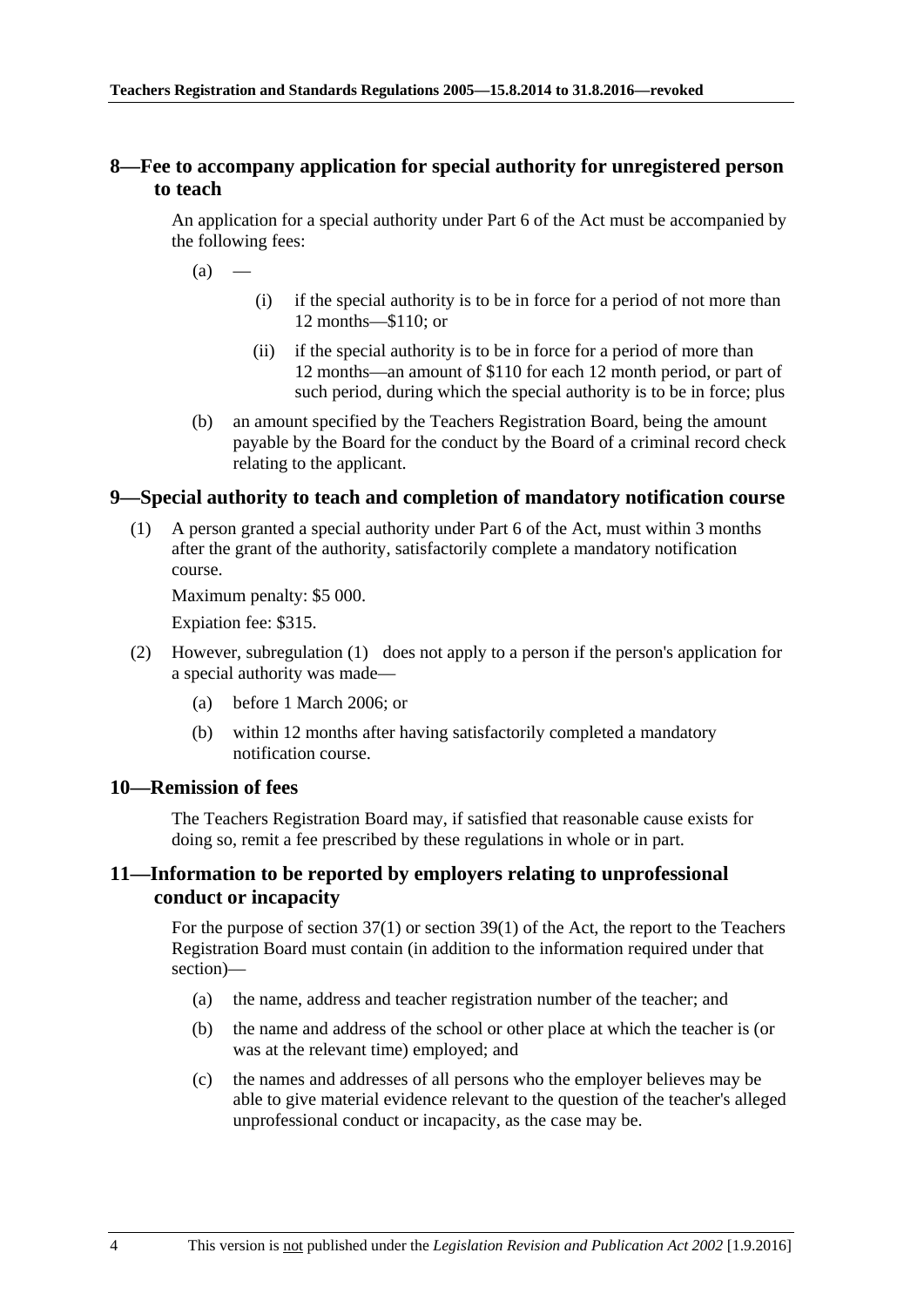## 8—Fee to accompany application for special authority for unregistered person to teach

An application for a special authority under Part 6 of the Act must be accompanied by the following fees:

(a) —

(i) if the special authority is to be in force for a period of not more than 12 months—$110; or

(ii) if the special authority is to be in force for a period of more than 12 months—an amount of $110 for each 12 month period, or part of such period, during which the special authority is to be in force; plus

(b) an amount specified by the Teachers Registration Board, being the amount payable by the Board for the conduct by the Board of a criminal record check relating to the applicant.

## 9—Special authority to teach and completion of mandatory notification course

(1) A person granted a special authority under Part 6 of the Act, must within 3 months after the grant of the authority, satisfactorily complete a mandatory notification course.

Maximum penalty: $5 000.

Expiation fee: $315.

(2) However, subregulation (1) does not apply to a person if the person's application for a special authority was made—

(a) before 1 March 2006; or

(b) within 12 months after having satisfactorily completed a mandatory notification course.

## 10—Remission of fees

The Teachers Registration Board may, if satisfied that reasonable cause exists for doing so, remit a fee prescribed by these regulations in whole or in part.

## 11—Information to be reported by employers relating to unprofessional conduct or incapacity

For the purpose of section 37(1) or section 39(1) of the Act, the report to the Teachers Registration Board must contain (in addition to the information required under that section)—

(a) the name, address and teacher registration number of the teacher; and

(b) the name and address of the school or other place at which the teacher is (or was at the relevant time) employed; and

(c) the names and addresses of all persons who the employer believes may be able to give material evidence relevant to the question of the teacher's alleged unprofessional conduct or incapacity, as the case may be.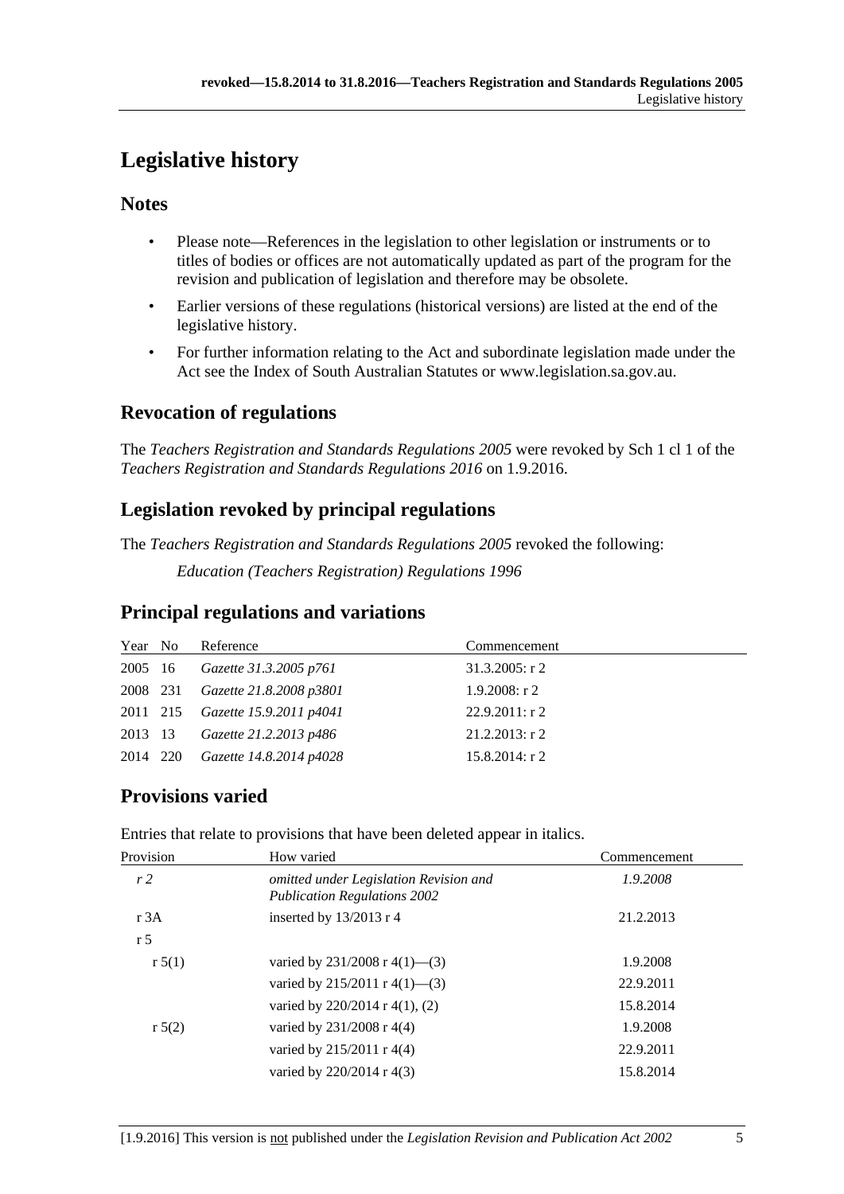# Legislative history

## Notes

- Please note—References in the legislation to other legislation or instruments or to titles of bodies or offices are not automatically updated as part of the program for the revision and publication of legislation and therefore may be obsolete.
- Earlier versions of these regulations (historical versions) are listed at the end of the legislative history.
- For further information relating to the Act and subordinate legislation made under the Act see the Index of South Australian Statutes or www.legislation.sa.gov.au.

## Revocation of regulations

The *Teachers Registration and Standards Regulations 2005* were revoked by Sch 1 cl 1 of the *Teachers Registration and Standards Regulations 2016* on 1.9.2016.

## Legislation revoked by principal regulations

The *Teachers Registration and Standards Regulations 2005* revoked the following:

*Education (Teachers Registration) Regulations 1996*

## Principal regulations and variations

| Year | No | Reference | Commencement |
|---|---|---|---|
| 2005 | 16 | *Gazette 31.3.2005 p761* | 31.3.2005: r 2 |
| 2008 | 231 | *Gazette 21.8.2008 p3801* | 1.9.2008: r 2 |
| 2011 | 215 | *Gazette 15.9.2011 p4041* | 22.9.2011: r 2 |
| 2013 | 13 | *Gazette 21.2.2013 p486* | 21.2.2013: r 2 |
| 2014 | 220 | *Gazette 14.8.2014 p4028* | 15.8.2014: r 2 |

## Provisions varied

Entries that relate to provisions that have been deleted appear in italics.

| Provision | How varied | Commencement |
|---|---|---|
| *r 2* | *omitted under Legislation Revision and Publication Regulations 2002* | *1.9.2008* |
| r 3A | inserted by 13/2013 r 4 | 21.2.2013 |
| r 5 | | |
| r 5(1) | varied by 231/2008 r 4(1)—(3) | 1.9.2008 |
| | varied by 215/2011 r 4(1)—(3) | 22.9.2011 |
| | varied by 220/2014 r 4(1), (2) | 15.8.2014 |
| r 5(2) | varied by 231/2008 r 4(4) | 1.9.2008 |
| | varied by 215/2011 r 4(4) | 22.9.2011 |
| | varied by 220/2014 r 4(3) | 15.8.2014 |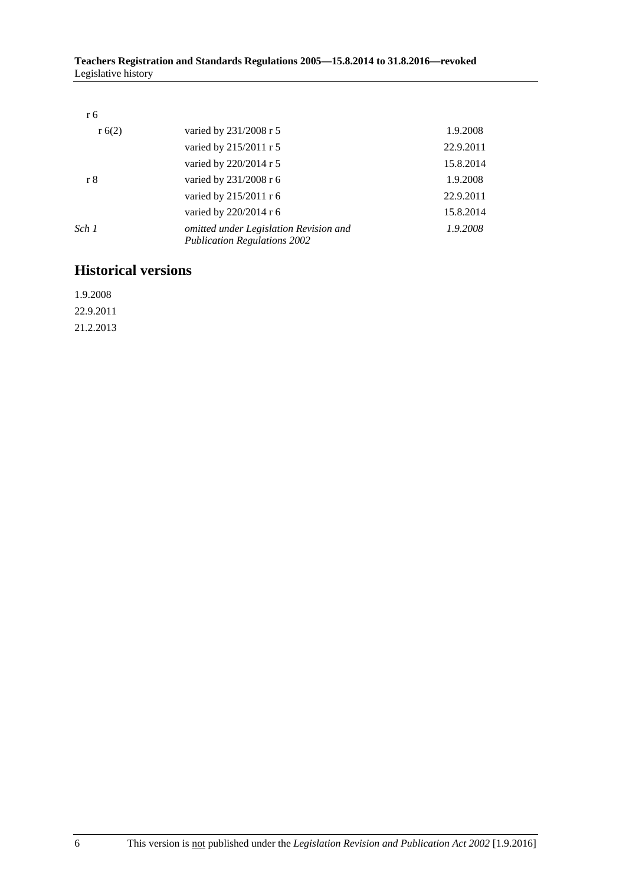| | | |
|---|---|---|
| r 6 | | |
| r 6(2) | varied by 231/2008 r 5 | 1.9.2008 |
| | varied by 215/2011 r 5 | 22.9.2011 |
| | varied by 220/2014 r 5 | 15.8.2014 |
| r 8 | varied by 231/2008 r 6 | 1.9.2008 |
| | varied by 215/2011 r 6 | 22.9.2011 |
| | varied by 220/2014 r 6 | 15.8.2014 |
| *Sch 1* | *omitted under Legislation Revision and Publication Regulations 2002* | *1.9.2008* |

## Historical versions

1.9.2008

22.9.2011

21.2.2013